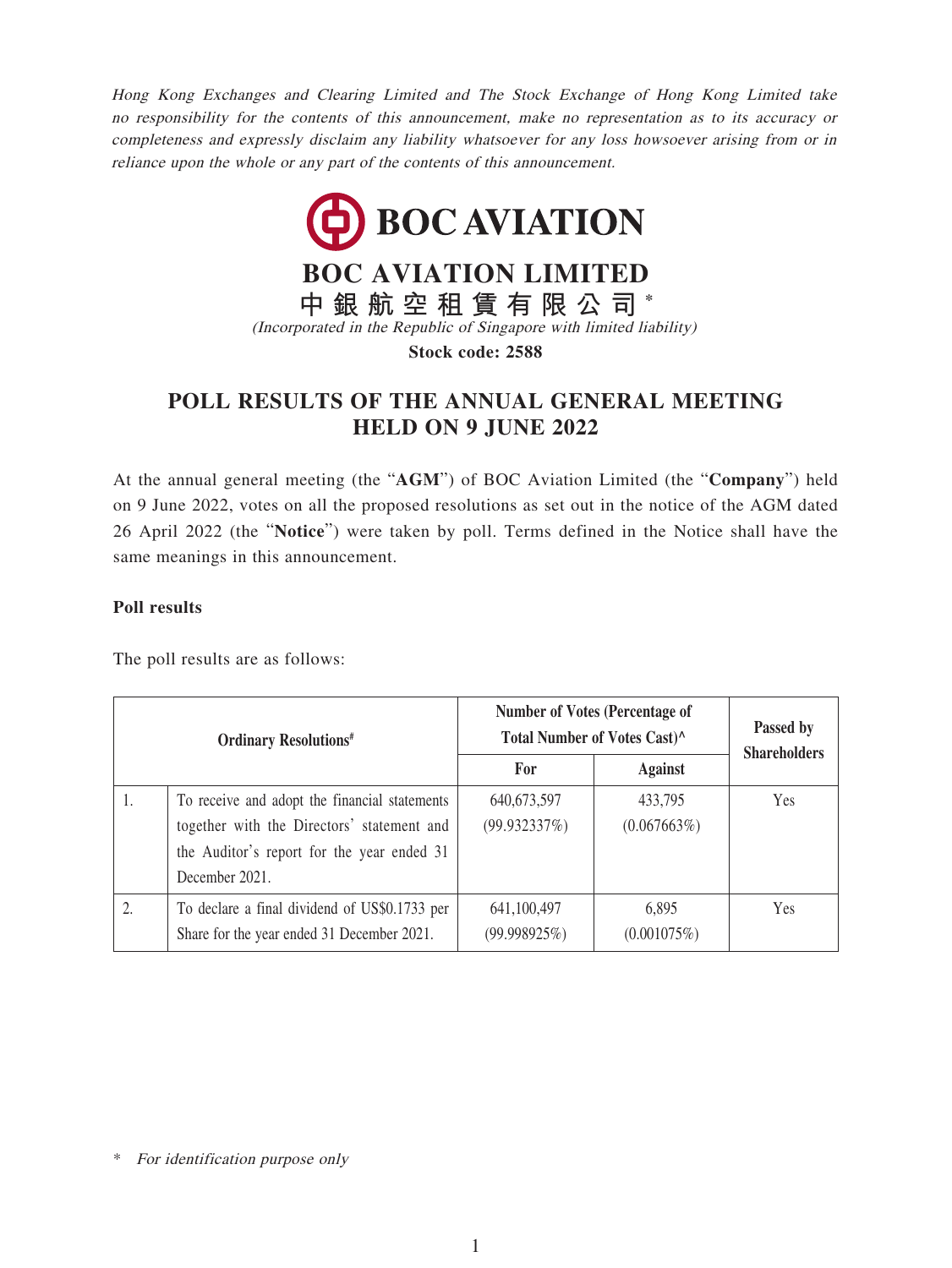*Hong Kong Exchanges and Clearing Limited and The Stock Exchange of Hong Kong Limited take no responsibility for the contents of this announcement, make no representation as to its accuracy or completeness and expressly disclaim any liability whatsoever for any loss howsoever arising from or in reliance upon the whole or any part of the contents of this announcement.*

**BOC AVIATION**

# BOC AVIATION LIMITED

**中銀航空租賃有限公司*** 

*(Incorporated in the Republic of Singapore with limited liability)*

**Stock code: 2588**

## POLL RESULTS OF THE ANNUAL GENERAL MEETING HELD ON 9 JUNE 2022

At the annual general meeting (the "**AGM**") of BOC Aviation Limited (the "**Company**") held on 9 June 2022, votes on all the proposed resolutions as set out in the notice of the AGM dated 26 April 2022 (the "**Notice**") were taken by poll. Terms defined in the Notice shall have the same meanings in this announcement.

**Poll results**

The poll results are as follows:

| Ordinary Resolutions# | | Number of Votes (Percentage of Total Number of Votes Cast)^ | | Passed by Shareholders |
|---|---|---|---|---|
| | | For | Against | |
| 1. | To receive and adopt the financial statements together with the Directors' statement and the Auditor's report for the year ended 31 December 2021. | 640,673,597 (99.932337%) | 433,795 (0.067663%) | Yes |
| 2. | To declare a final dividend of US$0.1733 per Share for the year ended 31 December 2021. | 641,100,497 (99.998925%) | 6,895 (0.001075%) | Yes |

\* *For identification purpose only*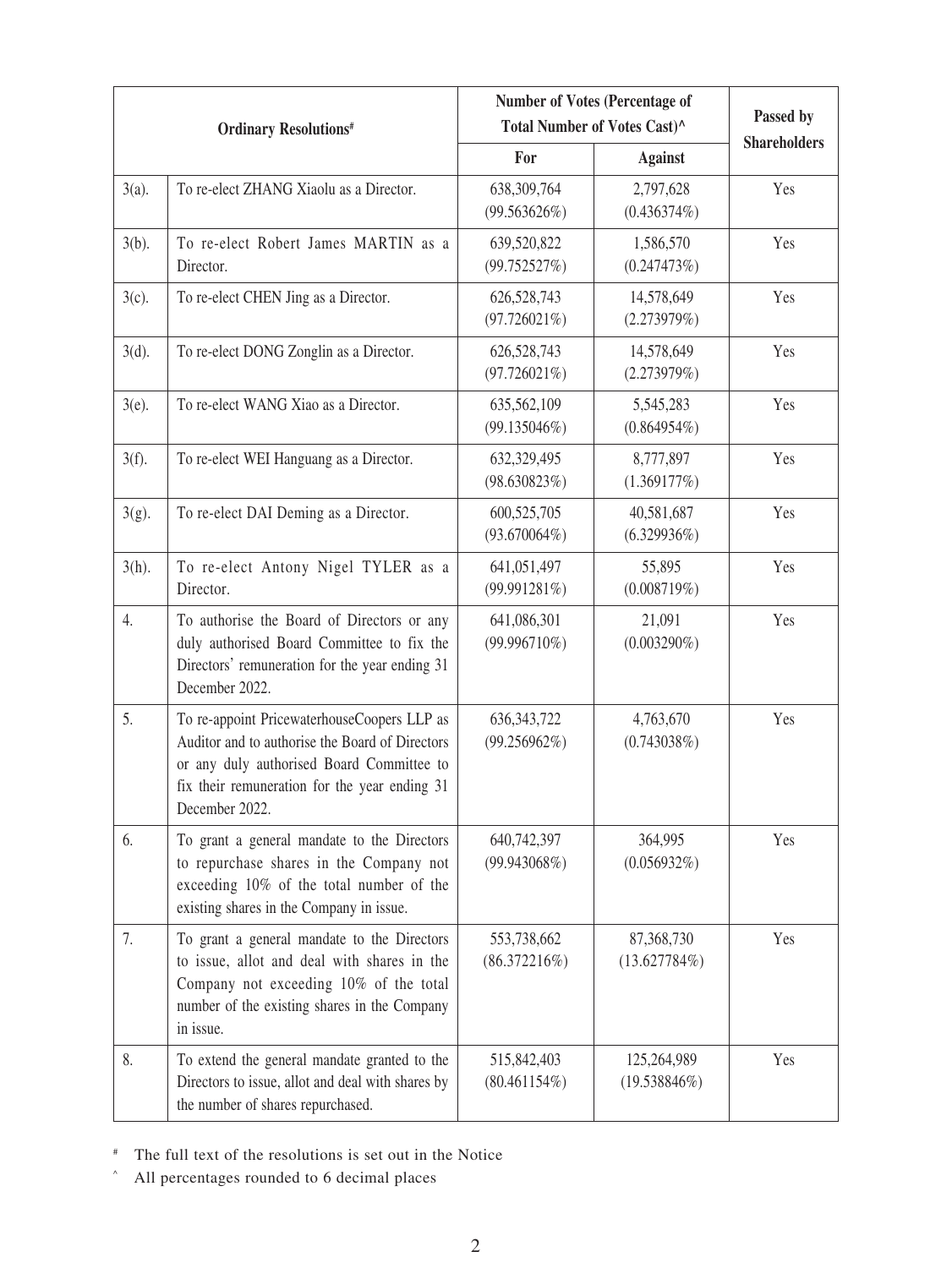| Ordinary Resolutions# | | Number of Votes (Percentage of Total Number of Votes Cast)^ | | Passed by Shareholders |
|---|---|---|---|---|
| | | For | Against | |
| 3(a). | To re-elect ZHANG Xiaolu as a Director. | 638,309,764 (99.563626%) | 2,797,628 (0.436374%) | Yes |
| 3(b). | To re-elect Robert James MARTIN as a Director. | 639,520,822 (99.752527%) | 1,586,570 (0.247473%) | Yes |
| 3(c). | To re-elect CHEN Jing as a Director. | 626,528,743 (97.726021%) | 14,578,649 (2.273979%) | Yes |
| 3(d). | To re-elect DONG Zonglin as a Director. | 626,528,743 (97.726021%) | 14,578,649 (2.273979%) | Yes |
| 3(e). | To re-elect WANG Xiao as a Director. | 635,562,109 (99.135046%) | 5,545,283 (0.864954%) | Yes |
| 3(f). | To re-elect WEI Hanguang as a Director. | 632,329,495 (98.630823%) | 8,777,897 (1.369177%) | Yes |
| 3(g). | To re-elect DAI Deming as a Director. | 600,525,705 (93.670064%) | 40,581,687 (6.329936%) | Yes |
| 3(h). | To re-elect Antony Nigel TYLER as a Director. | 641,051,497 (99.991281%) | 55,895 (0.008719%) | Yes |
| 4. | To authorise the Board of Directors or any duly authorised Board Committee to fix the Directors' remuneration for the year ending 31 December 2022. | 641,086,301 (99.996710%) | 21,091 (0.003290%) | Yes |
| 5. | To re-appoint PricewaterhouseCoopers LLP as Auditor and to authorise the Board of Directors or any duly authorised Board Committee to fix their remuneration for the year ending 31 December 2022. | 636,343,722 (99.256962%) | 4,763,670 (0.743038%) | Yes |
| 6. | To grant a general mandate to the Directors to repurchase shares in the Company not exceeding 10% of the total number of the existing shares in the Company in issue. | 640,742,397 (99.943068%) | 364,995 (0.056932%) | Yes |
| 7. | To grant a general mandate to the Directors to issue, allot and deal with shares in the Company not exceeding 10% of the total number of the existing shares in the Company in issue. | 553,738,662 (86.372216%) | 87,368,730 (13.627784%) | Yes |
| 8. | To extend the general mandate granted to the Directors to issue, allot and deal with shares by the number of shares repurchased. | 515,842,403 (80.461154%) | 125,264,989 (19.538846%) | Yes |

# The full text of the resolutions is set out in the Notice

^ All percentages rounded to 6 decimal places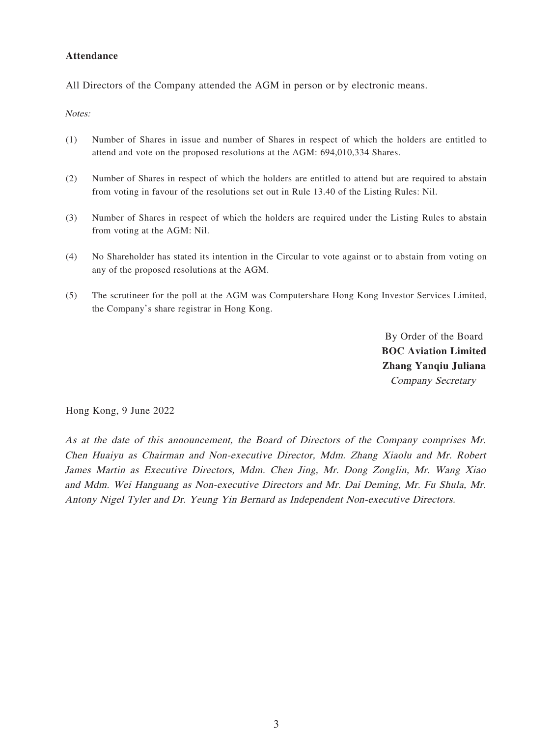**Attendance**

All Directors of the Company attended the AGM in person or by electronic means.

*Notes:*

(1) Number of Shares in issue and number of Shares in respect of which the holders are entitled to attend and vote on the proposed resolutions at the AGM: 694,010,334 Shares.

(2) Number of Shares in respect of which the holders are entitled to attend but are required to abstain from voting in favour of the resolutions set out in Rule 13.40 of the Listing Rules: Nil.

(3) Number of Shares in respect of which the holders are required under the Listing Rules to abstain from voting at the AGM: Nil.

(4) No Shareholder has stated its intention in the Circular to vote against or to abstain from voting on any of the proposed resolutions at the AGM.

(5) The scrutineer for the poll at the AGM was Computershare Hong Kong Investor Services Limited, the Company's share registrar in Hong Kong.

By Order of the Board
**BOC Aviation Limited**
**Zhang Yanqiu Juliana**
*Company Secretary*

Hong Kong, 9 June 2022

*As at the date of this announcement, the Board of Directors of the Company comprises Mr. Chen Huaiyu as Chairman and Non-executive Director, Mdm. Zhang Xiaolu and Mr. Robert James Martin as Executive Directors, Mdm. Chen Jing, Mr. Dong Zonglin, Mr. Wang Xiao and Mdm. Wei Hanguang as Non-executive Directors and Mr. Dai Deming, Mr. Fu Shula, Mr. Antony Nigel Tyler and Dr. Yeung Yin Bernard as Independent Non-executive Directors.*